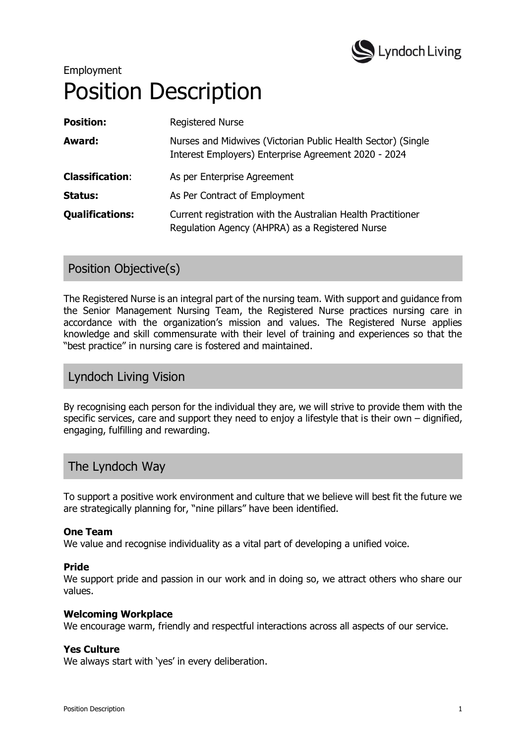Employment

# Position Description

| | |
|---|---|
| **Position:** | Registered Nurse |
| **Award:** | Nurses and Midwives (Victorian Public Health Sector) (Single Interest Employers) Enterprise Agreement 2020 - 2024 |
| **Classification**: | As per Enterprise Agreement |
| **Status:** | As Per Contract of Employment |
| **Qualifications:** | Current registration with the Australian Health Practitioner Regulation Agency (AHPRA) as a Registered Nurse |

## Position Objective(s)

The Registered Nurse is an integral part of the nursing team. With support and guidance from the Senior Management Nursing Team, the Registered Nurse practices nursing care in accordance with the organization's mission and values. The Registered Nurse applies knowledge and skill commensurate with their level of training and experiences so that the "best practice" in nursing care is fostered and maintained.

## Lyndoch Living Vision

By recognising each person for the individual they are, we will strive to provide them with the specific services, care and support they need to enjoy a lifestyle that is their own – dignified, engaging, fulfilling and rewarding.

## The Lyndoch Way

To support a positive work environment and culture that we believe will best fit the future we are strategically planning for, "nine pillars" have been identified.

**One Team**
We value and recognise individuality as a vital part of developing a unified voice.

**Pride**
We support pride and passion in our work and in doing so, we attract others who share our values.

**Welcoming Workplace**
We encourage warm, friendly and respectful interactions across all aspects of our service.

**Yes Culture**
We always start with 'yes' in every deliberation.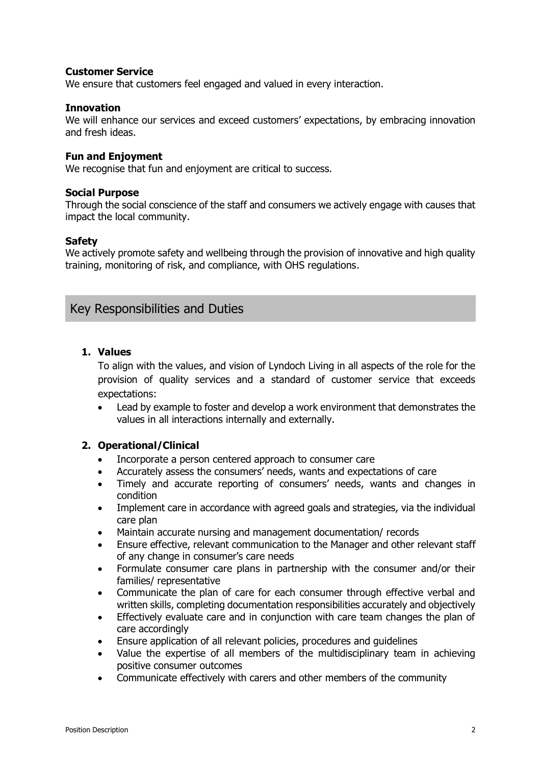**Customer Service**
We ensure that customers feel engaged and valued in every interaction.

**Innovation**
We will enhance our services and exceed customers' expectations, by embracing innovation and fresh ideas.

**Fun and Enjoyment**
We recognise that fun and enjoyment are critical to success.

**Social Purpose**
Through the social conscience of the staff and consumers we actively engage with causes that impact the local community.

**Safety**
We actively promote safety and wellbeing through the provision of innovative and high quality training, monitoring of risk, and compliance, with OHS regulations.

## Key Responsibilities and Duties

1. **Values**

   To align with the values, and vision of Lyndoch Living in all aspects of the role for the provision of quality services and a standard of customer service that exceeds expectations:

   - Lead by example to foster and develop a work environment that demonstrates the values in all interactions internally and externally.

2. **Operational/Clinical**
   - Incorporate a person centered approach to consumer care
   - Accurately assess the consumers' needs, wants and expectations of care
   - Timely and accurate reporting of consumers' needs, wants and changes in condition
   - Implement care in accordance with agreed goals and strategies, via the individual care plan
   - Maintain accurate nursing and management documentation/ records
   - Ensure effective, relevant communication to the Manager and other relevant staff of any change in consumer's care needs
   - Formulate consumer care plans in partnership with the consumer and/or their families/ representative
   - Communicate the plan of care for each consumer through effective verbal and written skills, completing documentation responsibilities accurately and objectively
   - Effectively evaluate care and in conjunction with care team changes the plan of care accordingly
   - Ensure application of all relevant policies, procedures and guidelines
   - Value the expertise of all members of the multidisciplinary team in achieving positive consumer outcomes
   - Communicate effectively with carers and other members of the community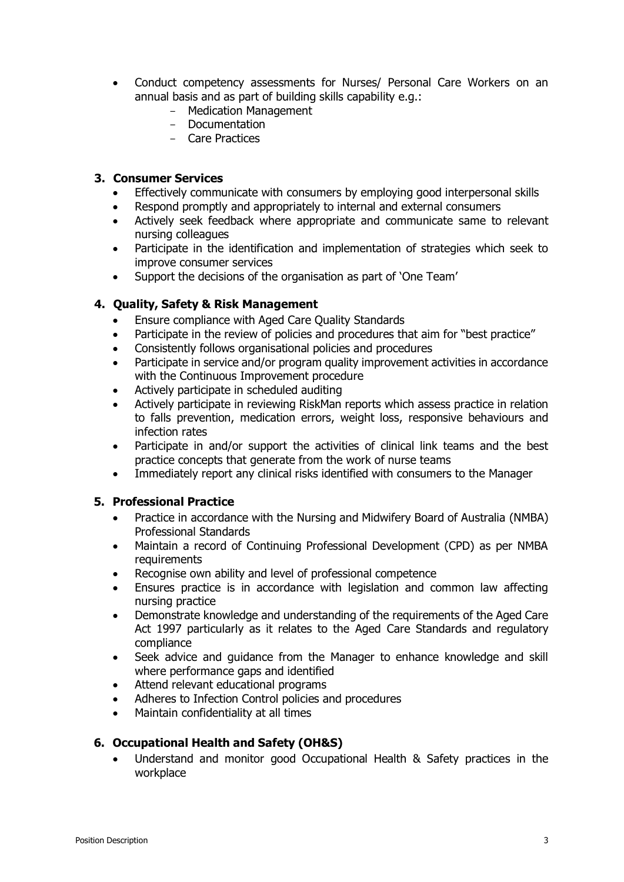- Conduct competency assessments for Nurses/ Personal Care Workers on an annual basis and as part of building skills capability e.g.:
  - Medication Management
  - Documentation
  - Care Practices

### 3. Consumer Services

- Effectively communicate with consumers by employing good interpersonal skills
- Respond promptly and appropriately to internal and external consumers
- Actively seek feedback where appropriate and communicate same to relevant nursing colleagues
- Participate in the identification and implementation of strategies which seek to improve consumer services
- Support the decisions of the organisation as part of 'One Team'

### 4. Quality, Safety & Risk Management

- Ensure compliance with Aged Care Quality Standards
- Participate in the review of policies and procedures that aim for "best practice"
- Consistently follows organisational policies and procedures
- Participate in service and/or program quality improvement activities in accordance with the Continuous Improvement procedure
- Actively participate in scheduled auditing
- Actively participate in reviewing RiskMan reports which assess practice in relation to falls prevention, medication errors, weight loss, responsive behaviours and infection rates
- Participate in and/or support the activities of clinical link teams and the best practice concepts that generate from the work of nurse teams
- Immediately report any clinical risks identified with consumers to the Manager

### 5. Professional Practice

- Practice in accordance with the Nursing and Midwifery Board of Australia (NMBA) Professional Standards
- Maintain a record of Continuing Professional Development (CPD) as per NMBA requirements
- Recognise own ability and level of professional competence
- Ensures practice is in accordance with legislation and common law affecting nursing practice
- Demonstrate knowledge and understanding of the requirements of the Aged Care Act 1997 particularly as it relates to the Aged Care Standards and regulatory compliance
- Seek advice and guidance from the Manager to enhance knowledge and skill where performance gaps and identified
- Attend relevant educational programs
- Adheres to Infection Control policies and procedures
- Maintain confidentiality at all times

### 6. Occupational Health and Safety (OH&S)

- Understand and monitor good Occupational Health & Safety practices in the workplace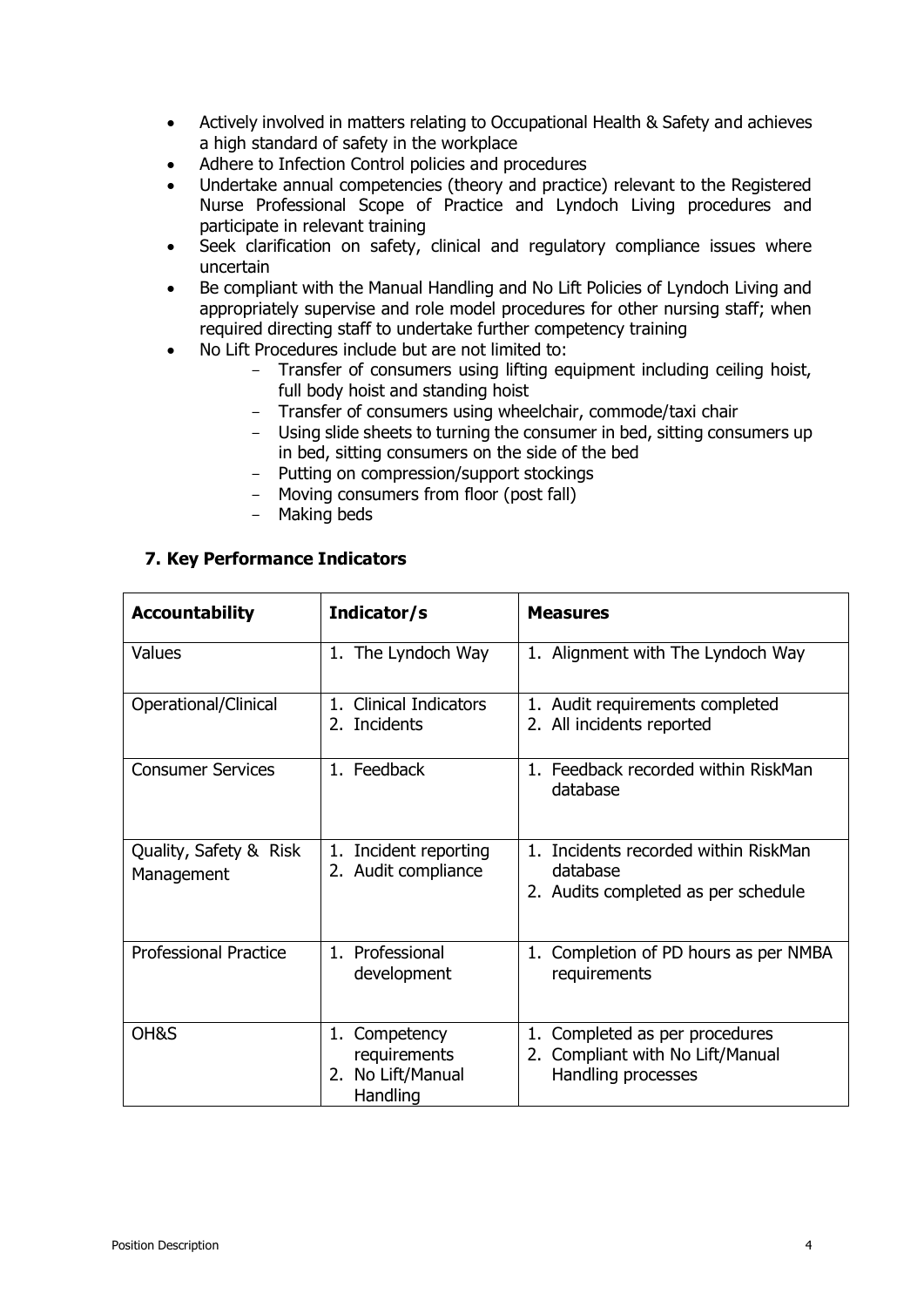- Actively involved in matters relating to Occupational Health & Safety and achieves a high standard of safety in the workplace
- Adhere to Infection Control policies and procedures
- Undertake annual competencies (theory and practice) relevant to the Registered Nurse Professional Scope of Practice and Lyndoch Living procedures and participate in relevant training
- Seek clarification on safety, clinical and regulatory compliance issues where uncertain
- Be compliant with the Manual Handling and No Lift Policies of Lyndoch Living and appropriately supervise and role model procedures for other nursing staff; when required directing staff to undertake further competency training
- No Lift Procedures include but are not limited to:
  - Transfer of consumers using lifting equipment including ceiling hoist, full body hoist and standing hoist
  - Transfer of consumers using wheelchair, commode/taxi chair
  - Using slide sheets to turning the consumer in bed, sitting consumers up in bed, sitting consumers on the side of the bed
  - Putting on compression/support stockings
  - Moving consumers from floor (post fall)
  - Making beds

## 7. Key Performance Indicators

| **Accountability** | **Indicator/s** | **Measures** |
|---|---|---|
| Values | 1. The Lyndoch Way | 1. Alignment with The Lyndoch Way |
| Operational/Clinical | 1. Clinical Indicators<br>2. Incidents | 1. Audit requirements completed<br>2. All incidents reported |
| Consumer Services | 1. Feedback | 1. Feedback recorded within RiskMan database |
| Quality, Safety & Risk Management | 1. Incident reporting<br>2. Audit compliance | 1. Incidents recorded within RiskMan database<br>2. Audits completed as per schedule |
| Professional Practice | 1. Professional development | 1. Completion of PD hours as per NMBA requirements |
| OH&S | 1. Competency requirements<br>2. No Lift/Manual Handling | 1. Completed as per procedures<br>2. Compliant with No Lift/Manual Handling processes |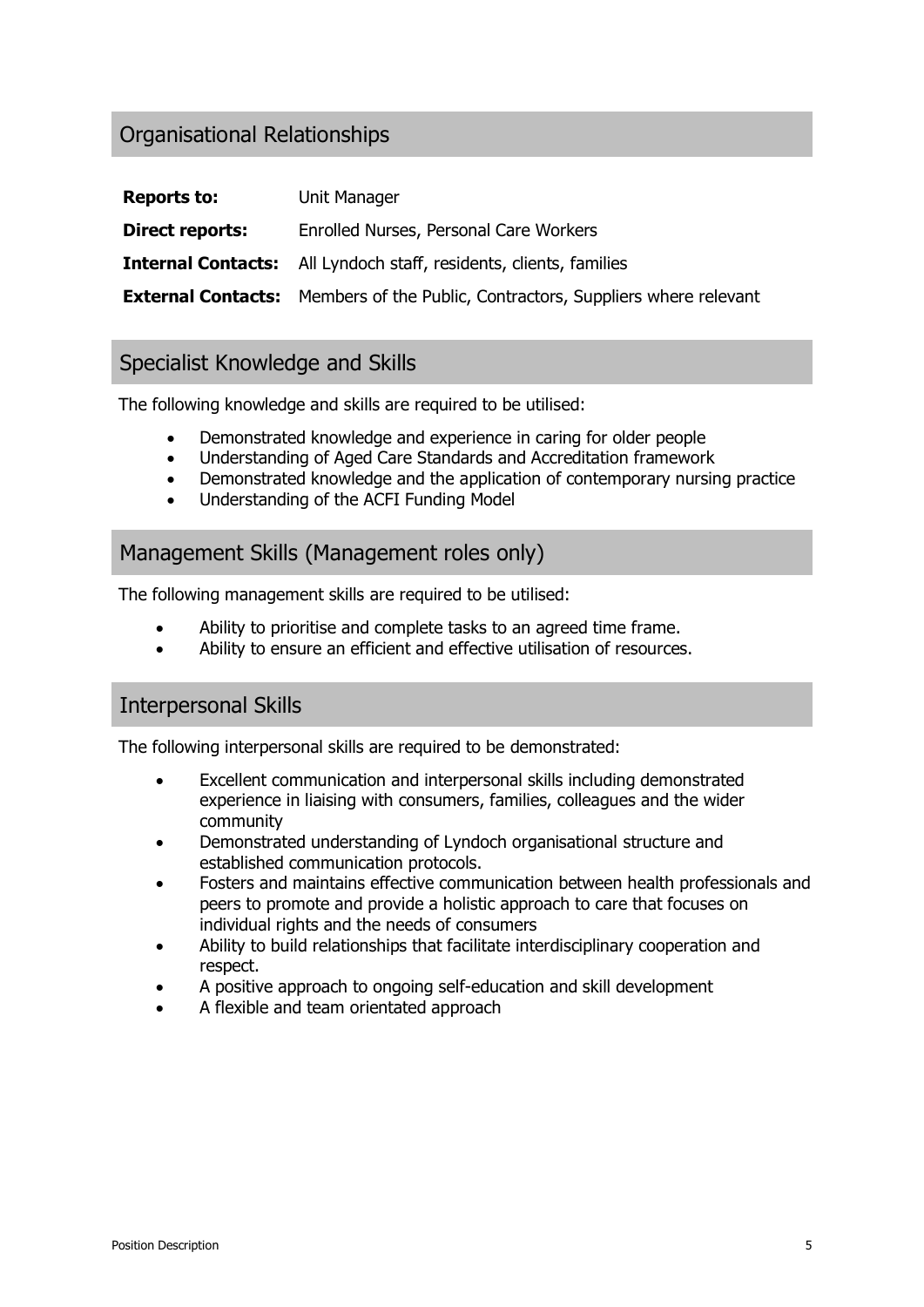## Organisational Relationships

| | |
|---|---|
| **Reports to:** | Unit Manager |
| **Direct reports:** | Enrolled Nurses, Personal Care Workers |
| **Internal Contacts:** | All Lyndoch staff, residents, clients, families |
| **External Contacts:** | Members of the Public, Contractors, Suppliers where relevant |

## Specialist Knowledge and Skills

The following knowledge and skills are required to be utilised:

- Demonstrated knowledge and experience in caring for older people
- Understanding of Aged Care Standards and Accreditation framework
- Demonstrated knowledge and the application of contemporary nursing practice
- Understanding of the ACFI Funding Model

## Management Skills (Management roles only)

The following management skills are required to be utilised:

- Ability to prioritise and complete tasks to an agreed time frame.
- Ability to ensure an efficient and effective utilisation of resources.

## Interpersonal Skills

The following interpersonal skills are required to be demonstrated:

- Excellent communication and interpersonal skills including demonstrated experience in liaising with consumers, families, colleagues and the wider community
- Demonstrated understanding of Lyndoch organisational structure and established communication protocols.
- Fosters and maintains effective communication between health professionals and peers to promote and provide a holistic approach to care that focuses on individual rights and the needs of consumers
- Ability to build relationships that facilitate interdisciplinary cooperation and respect.
- A positive approach to ongoing self-education and skill development
- A flexible and team orientated approach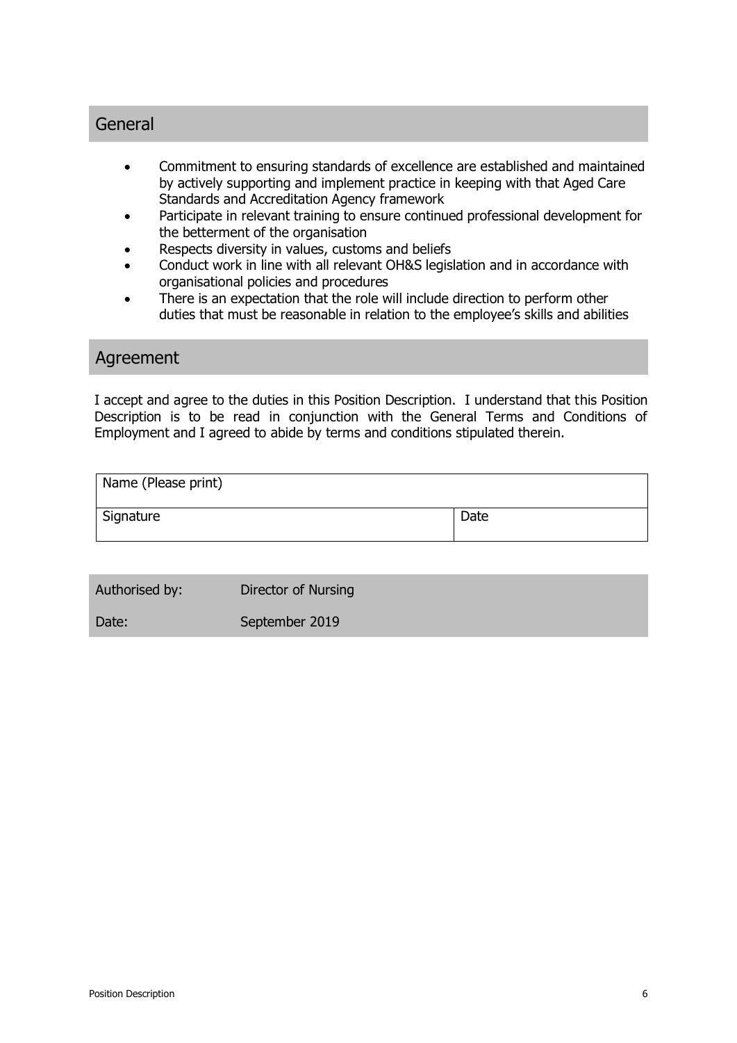## General

- Commitment to ensuring standards of excellence are established and maintained by actively supporting and implement practice in keeping with that Aged Care Standards and Accreditation Agency framework
- Participate in relevant training to ensure continued professional development for the betterment of the organisation
- Respects diversity in values, customs and beliefs
- Conduct work in line with all relevant OH&S legislation and in accordance with organisational policies and procedures
- There is an expectation that the role will include direction to perform other duties that must be reasonable in relation to the employee's skills and abilities

## Agreement

I accept and agree to the duties in this Position Description. I understand that this Position Description is to be read in conjunction with the General Terms and Conditions of Employment and I agreed to abide by terms and conditions stipulated therein.

| | |
|---|---|
| Name (Please print) | |
| Signature | Date |

| | |
|---|---|
| Authorised by: | Director of Nursing |
| Date: | September 2019 |